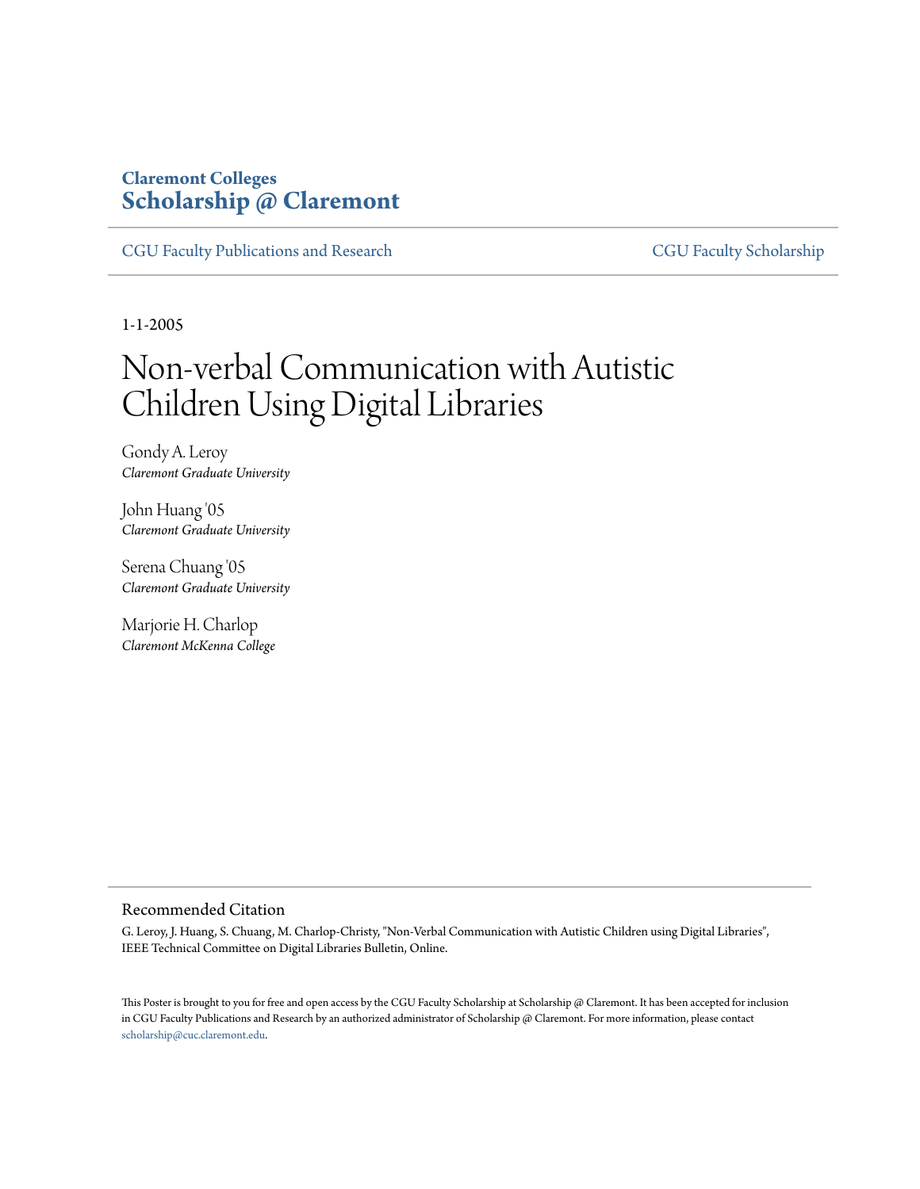Claremont Colleges
**Scholarship @ Claremont**

CGU Faculty Publications and Research

CGU Faculty Scholarship

1-1-2005

# Non-verbal Communication with Autistic Children Using Digital Libraries

Gondy A. Leroy
*Claremont Graduate University*

John Huang '05
*Claremont Graduate University*

Serena Chuang '05
*Claremont Graduate University*

Marjorie H. Charlop
*Claremont McKenna College*

## Recommended Citation

G. Leroy, J. Huang, S. Chuang, M. Charlop-Christy, "Non-Verbal Communication with Autistic Children using Digital Libraries", IEEE Technical Committee on Digital Libraries Bulletin, Online.

This Poster is brought to you for free and open access by the CGU Faculty Scholarship at Scholarship @ Claremont. It has been accepted for inclusion in CGU Faculty Publications and Research by an authorized administrator of Scholarship @ Claremont. For more information, please contact scholarship@cuc.claremont.edu.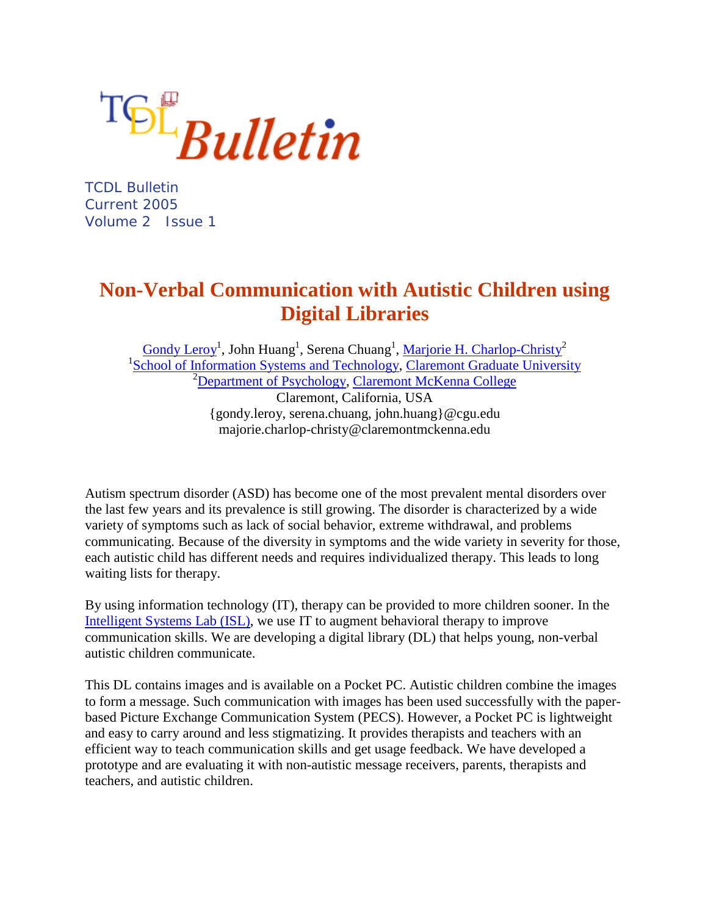TCDL Bulletin
Current 2005
Volume 2 Issue 1

# Non-Verbal Communication with Autistic Children using Digital Libraries

Gondy Leroy[1], John Huang[1], Serena Chuang[1], Marjorie H. Charlop-Christy[2]
[1]School of Information Systems and Technology, Claremont Graduate University
[2]Department of Psychology, Claremont McKenna College
Claremont, California, USA
{gondy.leroy, serena.chuang, john.huang}@cgu.edu
majorie.charlop-christy@claremontmckenna.edu

Autism spectrum disorder (ASD) has become one of the most prevalent mental disorders over the last few years and its prevalence is still growing. The disorder is characterized by a wide variety of symptoms such as lack of social behavior, extreme withdrawal, and problems communicating. Because of the diversity in symptoms and the wide variety in severity for those, each autistic child has different needs and requires individualized therapy. This leads to long waiting lists for therapy.

By using information technology (IT), therapy can be provided to more children sooner. In the Intelligent Systems Lab (ISL), we use IT to augment behavioral therapy to improve communication skills. We are developing a digital library (DL) that helps young, non-verbal autistic children communicate.

This DL contains images and is available on a Pocket PC. Autistic children combine the images to form a message. Such communication with images has been used successfully with the paper-based Picture Exchange Communication System (PECS). However, a Pocket PC is lightweight and easy to carry around and less stigmatizing. It provides therapists and teachers with an efficient way to teach communication skills and get usage feedback. We have developed a prototype and are evaluating it with non-autistic message receivers, parents, therapists and teachers, and autistic children.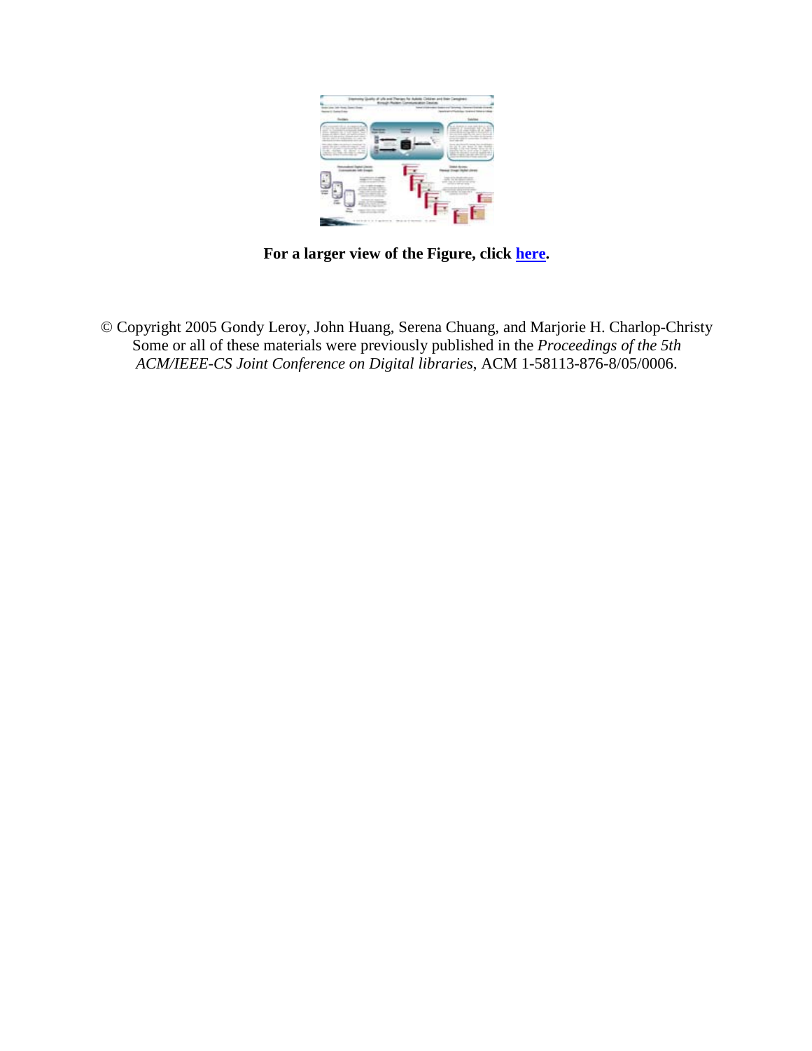**For a larger view of the Figure, click here.**

© Copyright 2005 Gondy Leroy, John Huang, Serena Chuang, and Marjorie H. Charlop-Christy
Some or all of these materials were previously published in the *Proceedings of the 5th ACM/IEEE-CS Joint Conference on Digital libraries*, ACM 1-58113-876-8/05/0006.